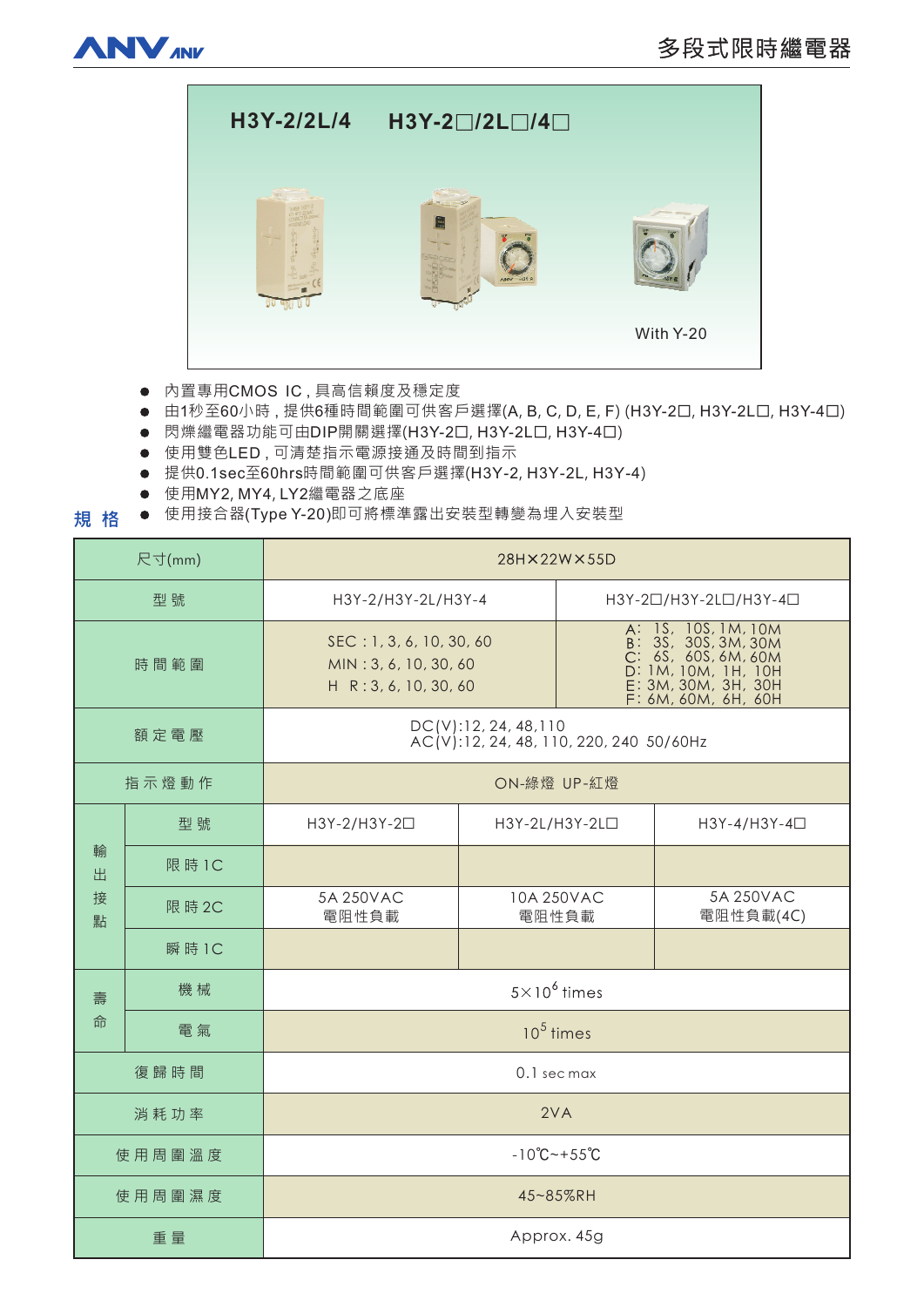# 多段式限時繼電器

## H3Y-2/2L/4　H3Y-2□/2L□/4□

With Y-20

- 內置專用CMOS IC，具高信賴度及穩定度
- 由1秒至60小時，提供6種時間範圍可供客戶選擇(A, B, C, D, E, F) (H3Y-2□, H3Y-2L□, H3Y-4□)
- 閃爍繼電器功能可由DIP開關選擇(H3Y-2□, H3Y-2L□, H3Y-4□)
- 使用雙色LED，可清楚指示電源接通及時間到指示
- 提供0.1sec至60hrs時間範圍可供客戶選擇(H3Y-2, H3Y-2L, H3Y-4)
- 使用MY2, MY4, LY2繼電器之底座
- 使用接合器(Type Y-20)即可將標準露出安裝型轉變為埋入安裝型

## 規 格

| 項目 | | | | |
|---|---|---|---|---|
| 尺寸(mm) | | 28H×22W×55D | | |
| 型號 | | H3Y-2/H3Y-2L/H3Y-4 | | H3Y-2□/H3Y-2L□/H3Y-4□ |
| 時間範圍 | | SEC：1, 3, 6, 10, 30, 60<br>MIN：3, 6, 10, 30, 60<br>H R：3, 6, 10, 30, 60 | | A: 1S, 10S, 1M, 10M<br>B: 3S, 30S, 3M, 30M<br>C: 6S, 60S, 6M, 60M<br>D: 1M, 10M, 1H, 10H<br>E: 3M, 30M, 3H, 30H<br>F: 6M, 60M, 6H, 60H |
| 額定電壓 | | DC(V):12, 24, 48,110<br>AC(V):12, 24, 48, 110, 220, 240 50/60Hz | | |
| 指示燈動作 | | ON-綠燈 UP-紅燈 | | |
| 輸出接點 | 型號 | H3Y-2/H3Y-2□ | H3Y-2L/H3Y-2L□ | H3Y-4/H3Y-4□ |
| | 限時1C | | | |
| | 限時2C | 5A 250VAC<br>電阻性負載 | 10A 250VAC<br>電阻性負載 | 5A 250VAC<br>電阻性負載(4C) |
| | 瞬時1C | | | |
| 壽命 | 機械 | $5\times10^6$ times | | |
| | 電氣 | $10^5$ times | | |
| 復歸時間 | | 0.1 sec max | | |
| 消耗功率 | | 2VA | | |
| 使用周圍溫度 | | -10℃~+55℃ | | |
| 使用周圍濕度 | | 45~85%RH | | |
| 重量 | | Approx. 45g | | |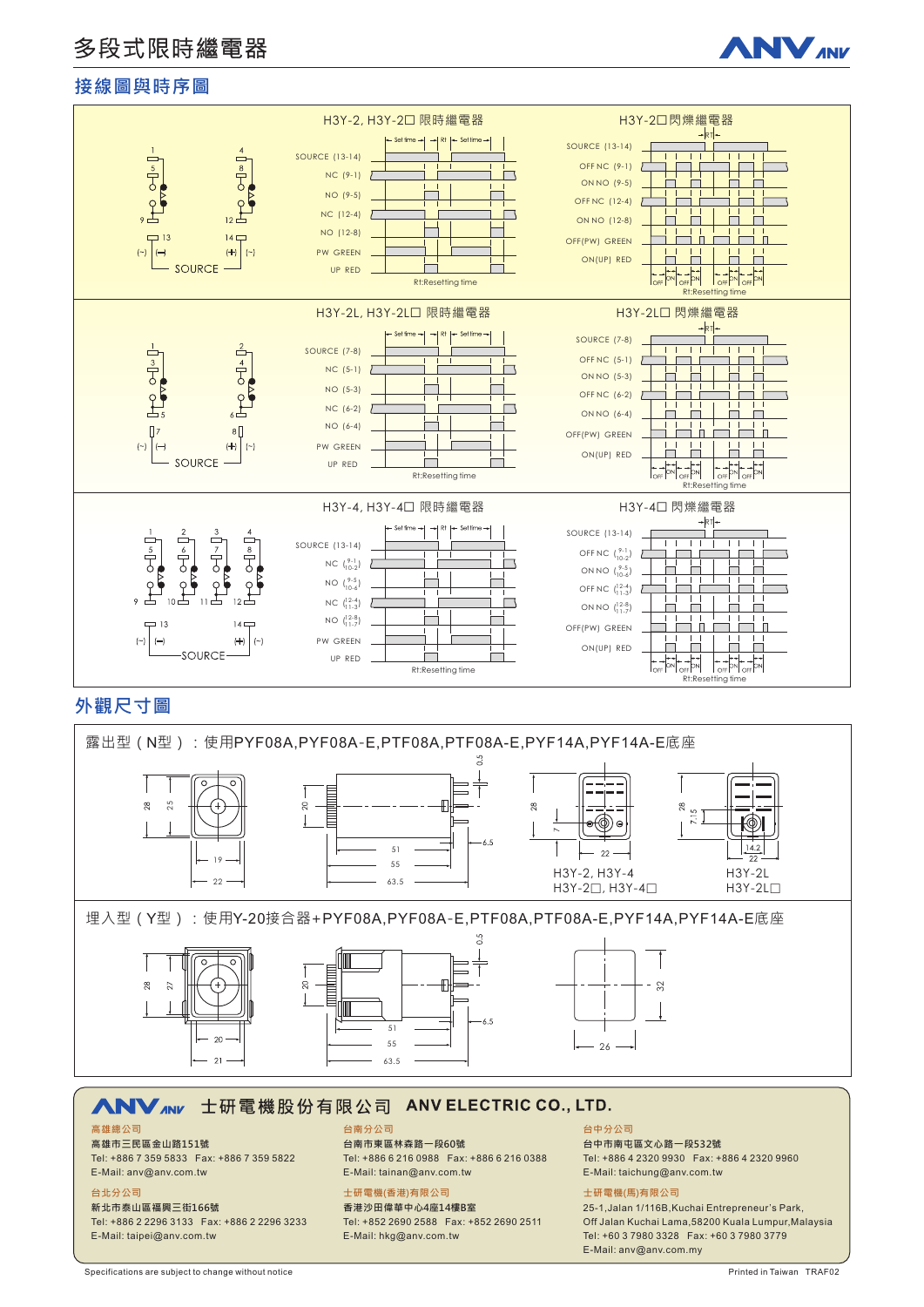## 接線圖與時序圖

H3Y-2, H3Y-2□ 限時繼電器

1 4 5 8 9 12 13 14 (-) (+) (+) (-) SOURCE

Set time Rt Set time

SOURCE (13-14)
NC (9-1)
NO (9-5)
NC (12-4)
NO (12-8)
PW GREEN
UP RED

Rt:Resetting time

H3Y-2□ 閃爍繼電器

Rt

SOURCE (13-14)
OFF NC (9-1)
ON NO (9-5)
OFF NC (12-4)
ON NO (12-8)
OFF(PW) GREEN
ON(UP) RED

OFF ON OFF ON OFF ON OFF ON

Rt:Resetting time

H3Y-2L, H3Y-2L□ 限時繼電器

1 2 3 4 5 6 7 8 (-) (+) (+) (-) SOURCE

Set time Rt Set time

SOURCE (7-8)
NC (5-1)
NO (5-3)
NC (6-2)
NO (6-4)
PW GREEN
UP RED

Rt:Resetting time

H3Y-2L□ 閃爍繼電器

Rt

SOURCE (7-8)
OFF NC (5-1)
ON NO (5-3)
OFF NC (6-2)
ON NO (6-4)
OFF(PW) GREEN
ON(UP) RED

OFF ON OFF ON OFF ON OFF ON

Rt:Resetting time

H3Y-4, H3Y-4□ 限時繼電器

1 2 3 4 5 6 7 8 9 10 11 12 13 14 (-) (+) (+) (-) SOURCE

Set time Rt Set time

SOURCE (13-14)
NC (9-1, 10-2)
NO (9-5, 10-6)
NC (12-4, 11-3)
NO (12-8, 11-7)
PW GREEN
UP RED

Rt:Resetting time

H3Y-4□ 閃爍繼電器

Rt

SOURCE (13-14)
OFF NC (9-1, 10-2)
ON NO (9-5, 10-6)
OFF NC (12-4, 11-3)
ON NO (12-8, 11-7)
OFF(PW) GREEN
ON(UP) RED

OFF ON OFF ON OFF ON OFF ON

Rt:Resetting time

## 外觀尺寸圖

露出型（N型）：使用PYF08A,PYF08A-E,PTF08A,PTF08A-E,PYF14A,PYF14A-E底座

28 25 19 22

20 0.5 6.5 51 55 63.5

28 7 22

H3Y-2, H3Y-4
H3Y-2□, H3Y-4□

28 7.15 14.2 22

H3Y-2L
H3Y-2L□

埋入型（Y型）：使用Y-20接合器+PYF08A,PYF08A-E,PTF08A,PTF08A-E,PYF14A,PYF14A-E底座

28 27 20 21

20 0.5 6.5 51 55 63.5

32 26

---

**ANV** 士研電機股份有限公司 ANV ELECTRIC CO., LTD.

**高雄總公司**
高雄市三民區金山路151號
Tel: +886 7 359 5833 Fax: +886 7 359 5822
E-Mail: anv@anv.com.tw

**台南分公司**
台南市東區林森路一段60號
Tel: +886 6 216 0988 Fax: +886 6 216 0388
E-Mail: tainan@anv.com.tw

**台中分公司**
台中市南屯區文心路一段532號
Tel: +886 4 2320 9930 Fax: +886 4 2320 9960
E-Mail: taichung@anv.com.tw

**台北分公司**
新北市泰山區福興三街166號
Tel: +886 2 2296 3133 Fax: +886 2 2296 3233
E-Mail: taipei@anv.com.tw

**士研電機(香港)有限公司**
香港沙田偉華中心4座14樓B室
Tel: +852 2690 2588 Fax: +852 2690 2511
E-Mail: hkg@anv.com.tw

**士研電機(馬)有限公司**
25-1,Jalan 1/116B,Kuchai Entrepreneur's Park,
Off Jalan Kuchai Lama,58200 Kuala Lumpur,Malaysia
Tel: +60 3 7980 3328 Fax: +60 3 7980 3779
E-Mail: anv@anv.com.my

Specifications are subject to change without notice

Printed in Taiwan TRAF02